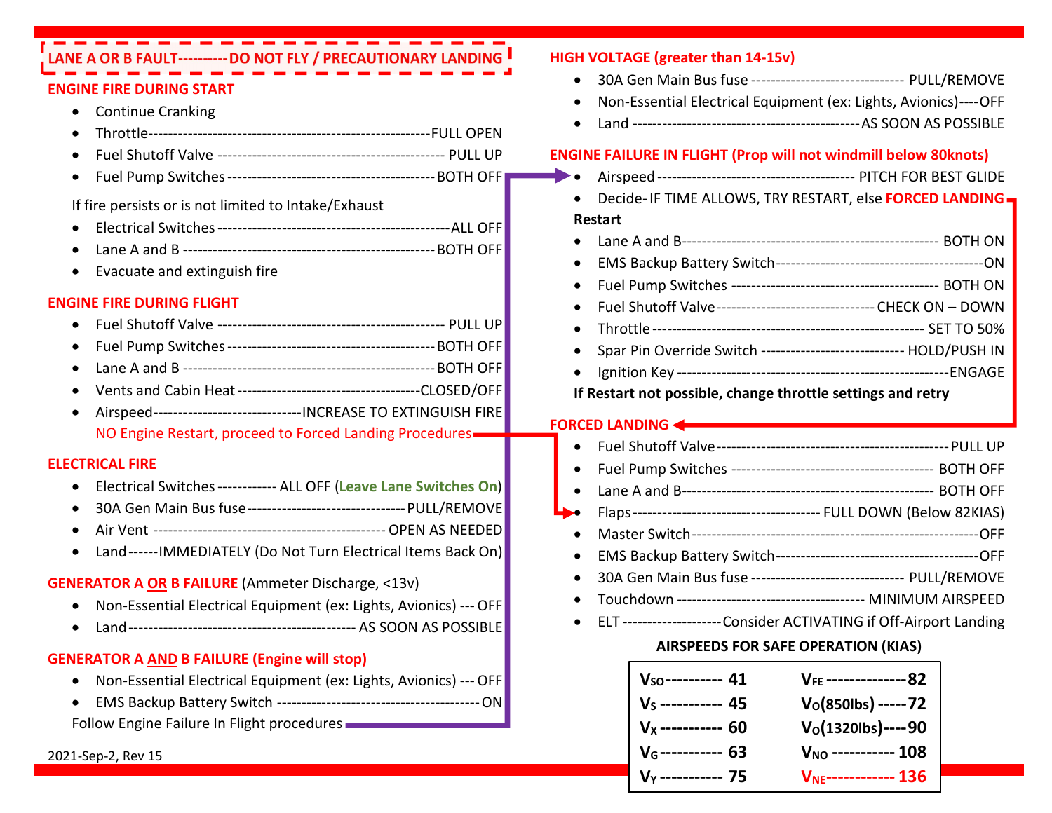**LANE A OR B FAULT---------DO NOT FLY / PRECAUTIONARY LANDING**

## ENGINE FIRE DURING START

- Continue Cranking
- Throttle----------------------------------------------------------FULL OPEN
- Fuel Shutoff Valve ---------------------------------------------- PULL UP
- Fuel Pump Switches ----------------------------------------- BOTH OFF

If fire persists or is not limited to Intake/Exhaust

- Electrical Switches ----------------------------------------------ALL OFF
- Lane A and B -------------------------------------------------- BOTH OFF
- Evacuate and extinguish fire

## ENGINE FIRE DURING FLIGHT

- Fuel Shutoff Valve ---------------------------------------------- PULL UP
- Fuel Pump Switches ----------------------------------------- BOTH OFF
- Lane A and B -------------------------------------------------- BOTH OFF
- Vents and Cabin Heat -------------------------------------CLOSED/OFF
- Airspeed------------------------------INCREASE TO EXTINGUISH FIRE

  NO Engine Restart, proceed to Forced Landing Procedures

## ELECTRICAL FIRE

- Electrical Switches ------------ ALL OFF (Leave Lane Switches On)
- 30A Gen Main Bus fuse--------------------------------PULL/REMOVE
- Air Vent ---------------------------------------------- OPEN AS NEEDED
- Land------IMMEDIATELY (Do Not Turn Electrical Items Back On)

## GENERATOR A OR B FAILURE (Ammeter Discharge, <13v)

- Non-Essential Electrical Equipment (ex: Lights, Avionics) --- OFF
- Land------------------------------------------------- AS SOON AS POSSIBLE

## GENERATOR A AND B FAILURE (Engine will stop)

- Non-Essential Electrical Equipment (ex: Lights, Avionics) --- OFF
- EMS Backup Battery Switch -----------------------------------------ON

Follow Engine Failure In Flight procedures

## HIGH VOLTAGE (greater than 14-15v)

- 30A Gen Main Bus fuse ------------------------------- PULL/REMOVE
- Non-Essential Electrical Equipment (ex: Lights, Avionics)----OFF
- Land ---------------------------------------------AS SOON AS POSSIBLE

## ENGINE FAILURE IN FLIGHT (Prop will not windmill below 80knots)

- Airspeed --------------------------------------- PITCH FOR BEST GLIDE
- Decide- IF TIME ALLOWS, TRY RESTART, else FORCED LANDING

**Restart**

- Lane A and B---------------------------------------------------- BOTH ON
- EMS Backup Battery Switch------------------------------------------ON
- Fuel Pump Switches ------------------------------------------ BOTH ON
- Fuel Shutoff Valve-------------------------------CHECK ON – DOWN
- Throttle ------------------------------------------------------- SET TO 50%
- Spar Pin Override Switch ----------------------------- HOLD/PUSH IN
- Ignition Key ------------------------------------------------------ENGAGE

**If Restart not possible, change throttle settings and retry**

## FORCED LANDING

- Fuel Shutoff Valve-----------------------------------------------PULL UP
- Fuel Pump Switches ---------------------------------------- BOTH OFF
- Lane A and B---------------------------------------------------- BOTH OFF
- Flaps------------------------------------ FULL DOWN (Below 82KIAS)
- Master Switch----------------------------------------------------------OFF
- EMS Backup Battery Switch-----------------------------------------OFF
- 30A Gen Main Bus fuse ------------------------------- PULL/REMOVE
- Touchdown --------------------------------------- MINIMUM AIRSPEED
- ELT --------------------Consider ACTIVATING if Off-Airport Landing

**AIRSPEEDS FOR SAFE OPERATION (KIAS)**

| | | | |
|---|---|---|---|
| $V_{SO}$ | 41 | $V_{FE}$ | 82 |
| $V_S$ | 45 | $V_O$ (850lbs) | 72 |
| $V_X$ | 60 | $V_O$ (1320lbs) | 90 |
| $V_G$ | 63 | $V_{NO}$ | 108 |
| $V_Y$ | 75 | $V_{NE}$ | 136 |

2021-Sep-2, Rev 15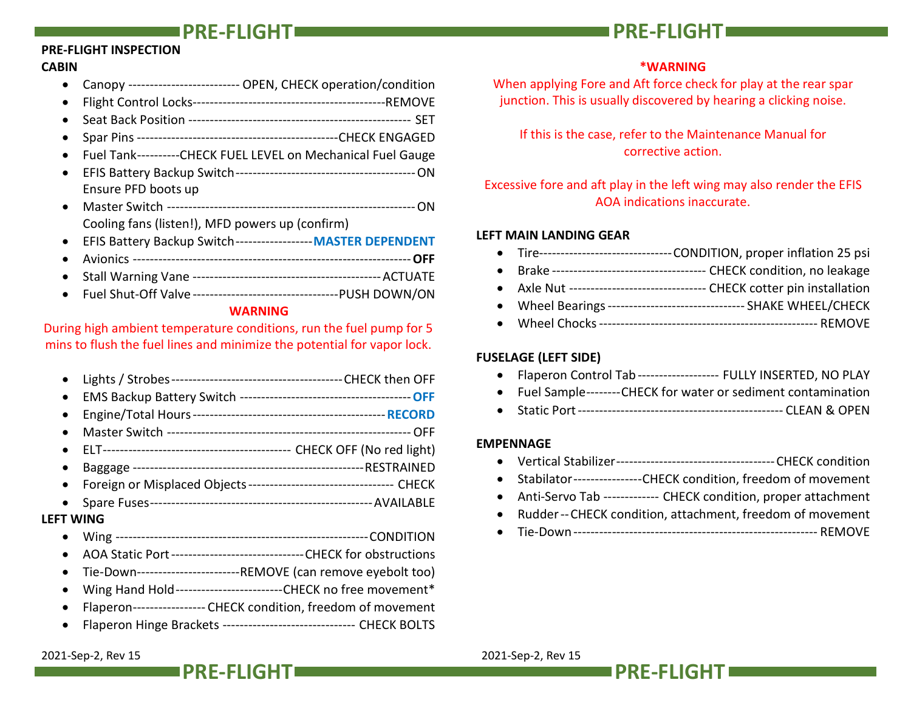## PRE-FLIGHT

### PRE-FLIGHT INSPECTION

### CABIN

- Canopy ------------------------- OPEN, CHECK operation/condition
- Flight Control Locks--------------------------------------------REMOVE
- Seat Back Position --------------------------------------------------- SET
- Spar Pins ----------------------------------------------CHECK ENGAGED
- Fuel Tank---------CHECK FUEL LEVEL on Mechanical Fuel Gauge
- EFIS Battery Backup Switch-----------------------------------------ON
  Ensure PFD boots up
- Master Switch ---------------------------------------------------------ON
  Cooling fans (listen!), MFD powers up (confirm)
- EFIS Battery Backup Switch------------------**MASTER DEPENDENT**
- Avionics -----------------------------------------------------------------**OFF**
- Stall Warning Vane -------------------------------------------ACTUATE
- Fuel Shut-Off Valve ----------------------------------PUSH DOWN/ON

**WARNING**

During high ambient temperature conditions, run the fuel pump for 5 mins to flush the fuel lines and minimize the potential for vapor lock.

- Lights / Strobes----------------------------------------CHECK then OFF
- EMS Backup Battery Switch ----------------------------------------**OFF**
- Engine/Total Hours---------------------------------------------**RECORD**
- Master Switch ---------------------------------------------------------OFF
- ELT-------------------------------------------- CHECK OFF (No red light)
- Baggage -----------------------------------------------------RESTRAINED
- Foreign or Misplaced Objects --------------------------------- CHECK
- Spare Fuses---------------------------------------------------AVAILABLE

### LEFT WING

- Wing -----------------------------------------------------------CONDITION
- AOA Static Port -------------------------------CHECK for obstructions
- Tie-Down-----------------------REMOVE (can remove eyebolt too)
- Wing Hand Hold-------------------------CHECK no free movement*
- Flaperon---------------- CHECK condition, freedom of movement
- Flaperon Hinge Brackets ------------------------------ CHECK BOLTS

**\*WARNING**

When applying Fore and Aft force check for play at the rear spar junction. This is usually discovered by hearing a clicking noise.

If this is the case, refer to the Maintenance Manual for corrective action.

Excessive fore and aft play in the left wing may also render the EFIS AOA indications inaccurate.

### LEFT MAIN LANDING GEAR

- Tire-------------------------------CONDITION, proper inflation 25 psi
- Brake ----------------------------------- CHECK condition, no leakage
- Axle Nut ------------------------------- CHECK cotter pin installation
- Wheel Bearings -------------------------------- SHAKE WHEEL/CHECK
- Wheel Chocks --------------------------------------------------- REMOVE

### FUSELAGE (LEFT SIDE)

- Flaperon Control Tab ------------------- FULLY INSERTED, NO PLAY
- Fuel Sample--------CHECK for water or sediment contamination
- Static Port ----------------------------------------------- CLEAN & OPEN

### EMPENNAGE

- Vertical Stabilizer------------------------------------CHECK condition
- Stabilator----------------CHECK condition, freedom of movement
- Anti-Servo Tab ------------ CHECK condition, proper attachment
- Rudder -- CHECK condition, attachment, freedom of movement
- Tie-Down -------------------------------------------------------- REMOVE

2021-Sep-2, Rev 15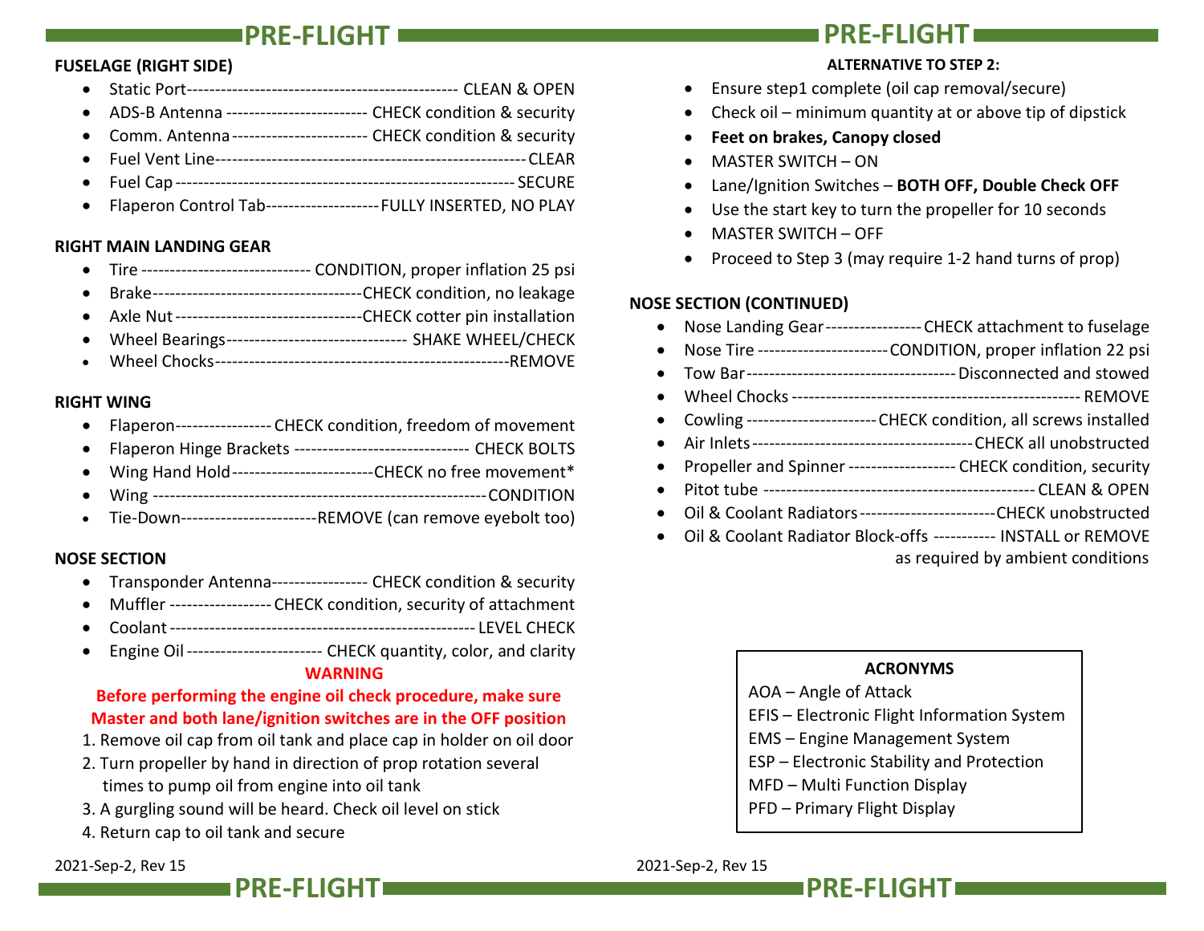# PRE-FLIGHT

### FUSELAGE (RIGHT SIDE)

- Static Port---------------------------------------------- CLEAN & OPEN
- ADS-B Antenna ------------------------ CHECK condition & security
- Comm. Antenna ----------------------- CHECK condition & security
- Fuel Vent Line------------------------------------------------------CLEAR
- Fuel Cap ---------------------------------------------------------SECURE
- Flaperon Control Tab--------------------FULLY INSERTED, NO PLAY

### RIGHT MAIN LANDING GEAR

- Tire ----------------------------- CONDITION, proper inflation 25 psi
- Brake------------------------------------CHECK condition, no leakage
- Axle Nut --------------------------------CHECK cotter pin installation
- Wheel Bearings-------------------------------- SHAKE WHEEL/CHECK
- Wheel Chocks---------------------------------------------------REMOVE

### RIGHT WING

- Flaperon----------------- CHECK condition, freedom of movement
- Flaperon Hinge Brackets ------------------------------ CHECK BOLTS
- Wing Hand Hold-------------------------CHECK no free movement*
- Wing ---------------------------------------------------------CONDITION
- Tie-Down-----------------------REMOVE (can remove eyebolt too)

### NOSE SECTION

- Transponder Antenna----------------- CHECK condition & security
- Muffler ------------------ CHECK condition, security of attachment
- Coolant ----------------------------------------------------- LEVEL CHECK
- Engine Oil ----------------------- CHECK quantity, color, and clarity

**WARNING**

**Before performing the engine oil check procedure, make sure Master and both lane/ignition switches are in the OFF position**

1. Remove oil cap from oil tank and place cap in holder on oil door
2. Turn propeller by hand in direction of prop rotation several times to pump oil from engine into oil tank
3. A gurgling sound will be heard. Check oil level on stick
4. Return cap to oil tank and secure

2021-Sep-2, Rev 15

# PRE-FLIGHT

**ALTERNATIVE TO STEP 2:**

- Ensure step1 complete (oil cap removal/secure)
- Check oil – minimum quantity at or above tip of dipstick
- **Feet on brakes, Canopy closed**
- MASTER SWITCH – ON
- Lane/Ignition Switches – **BOTH OFF, Double Check OFF**
- Use the start key to turn the propeller for 10 seconds
- MASTER SWITCH – OFF
- Proceed to Step 3 (may require 1-2 hand turns of prop)

### NOSE SECTION (CONTINUED)

- Nose Landing Gear-----------------CHECK attachment to fuselage
- Nose Tire ----------------------CONDITION, proper inflation 22 psi
- Tow Bar-----------------------------------Disconnected and stowed
- Wheel Chocks ------------------------------------------------ REMOVE
- Cowling ----------------------CHECK condition, all screws installed
- Air Inlets--------------------------------------CHECK all unobstructed
- Propeller and Spinner ------------------- CHECK condition, security
- Pitot tube ---------------------------------------------- CLEAN & OPEN
- Oil & Coolant Radiators------------------------CHECK unobstructed
- Oil & Coolant Radiator Block-offs ---------- INSTALL or REMOVE as required by ambient conditions

**ACRONYMS**

AOA – Angle of Attack
EFIS – Electronic Flight Information System
EMS – Engine Management System
ESP – Electronic Stability and Protection
MFD – Multi Function Display
PFD – Primary Flight Display

2021-Sep-2, Rev 15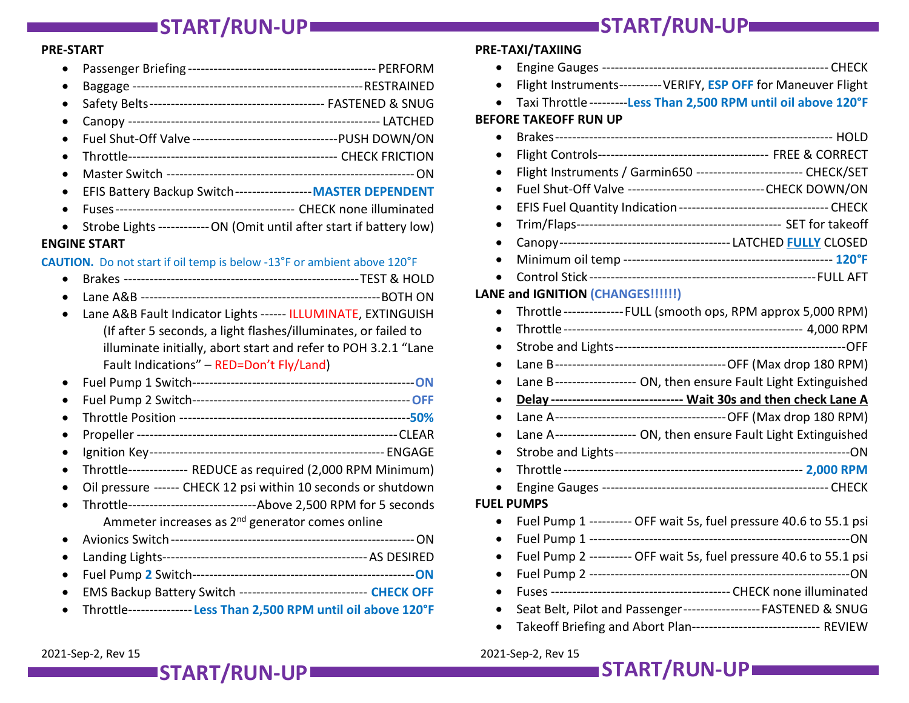# START/RUN-UP

**PRE-START**

- Passenger Briefing -------------------------------------------- PERFORM
- Baggage ------------------------------------------------------RESTRAINED
- Safety Belts ----------------------------------------- FASTENED & SNUG
- Canopy ----------------------------------------------------------- LATCHED
- Fuel Shut-Off Valve ----------------------------------PUSH DOWN/ON
- Throttle------------------------------------------------- CHECK FRICTION
- Master Switch ---------------------------------------------------------ON
- EFIS Battery Backup Switch------------------**MASTER DEPENDENT**
- Fuses ------------------------------------------ CHECK none illuminated
- Strobe Lights ------------ON (Omit until after start if battery low)

**ENGINE START**

**CAUTION.** Do not start if oil temp is below -13°F or ambient above 120°F

- Brakes -------------------------------------------------------TEST & HOLD
- Lane A&B ------------------------------------------------------BOTH ON
- Lane A&B Fault Indicator Lights ------ ILLUMINATE, EXTINGUISH (If after 5 seconds, a light flashes/illuminates, or failed to illuminate initially, abort start and refer to POH 3.2.1 "Lane Fault Indications" – RED=Don't Fly/Land)
- Fuel Pump 1 Switch---------------------------------------------------**ON**
- Fuel Pump 2 Switch--------------------------------------------------**OFF**
- Throttle Position -----------------------------------------------------**50%**
- Propeller ------------------------------------------------------------CLEAR
- Ignition Key-------------------------------------------------------ENGAGE
- Throttle------------- REDUCE as required (2,000 RPM Minimum)
- Oil pressure ------ CHECK 12 psi within 10 seconds or shutdown
- Throttle------------------------------Above 2,500 RPM for 5 seconds
  Ammeter increases as 2nd generator comes online
- Avionics Switch ----------------------------------------------------------ON
- Landing Lights--------------------------------------------------AS DESIRED
- Fuel Pump **2** Switch----------------------------------------------------**ON**
- EMS Backup Battery Switch ------------------------------ **CHECK OFF**
- Throttle---------------**Less Than 2,500 RPM until oil above 120°F**

**PRE-TAXI/TAXIING**

- Engine Gauges ----------------------------------------------------- CHECK
- Flight Instruments----------VERIFY, **ESP OFF** for Maneuver Flight
- Taxi Throttle ---------**Less Than 2,500 RPM until oil above 120°F**

**BEFORE TAKEOFF RUN UP**

- Brakes------------------------------------------------------------------ HOLD
- Flight Controls-------------------------------------- FREE & CORRECT
- Flight Instruments / Garmin650 ------------------------ CHECK/SET
- Fuel Shut-Off Valve -------------------------------CHECK DOWN/ON
- EFIS Fuel Quantity Indication ------------------------------------ CHECK
- Trim/Flaps------------------------------------------------ SET for takeoff
- Canopy---------------------------------------- LATCHED **FULLY** CLOSED
- Minimum oil temp ------------------------------------------------ **120°F**
- Control Stick--------------------------------------------------------FULL AFT

**LANE and IGNITION (CHANGES!!!!!!)**

- Throttle --------------FULL (smooth ops, RPM approx 5,000 RPM)
- Throttle ------------------------------------------------------- 4,000 RPM
- Strobe and Lights-----------------------------------------------------OFF
- Lane B---------------------------------------OFF (Max drop 180 RPM)
- Lane B------------------- ON, then ensure Fault Light Extinguished
- **Delay ------------------------------ Wait 30s and then check Lane A**
- Lane A---------------------------------------OFF (Max drop 180 RPM)
- Lane A------------------- ON, then ensure Fault Light Extinguished
- Strobe and Lights------------------------------------------------------ON
- Throttle ------------------------------------------------------- **2,000 RPM**
- Engine Gauges ----------------------------------------------------- CHECK

**FUEL PUMPS**

- Fuel Pump 1 ---------- OFF wait 5s, fuel pressure 40.6 to 55.1 psi
- Fuel Pump 1 -------------------------------------------------------------ON
- Fuel Pump 2 ---------- OFF wait 5s, fuel pressure 40.6 to 55.1 psi
- Fuel Pump 2 -------------------------------------------------------------ON
- Fuses ----------------------------------------- CHECK none illuminated
- Seat Belt, Pilot and Passenger------------------FASTENED & SNUG
- Takeoff Briefing and Abort Plan------------------------------ REVIEW

2021-Sep-2, Rev 15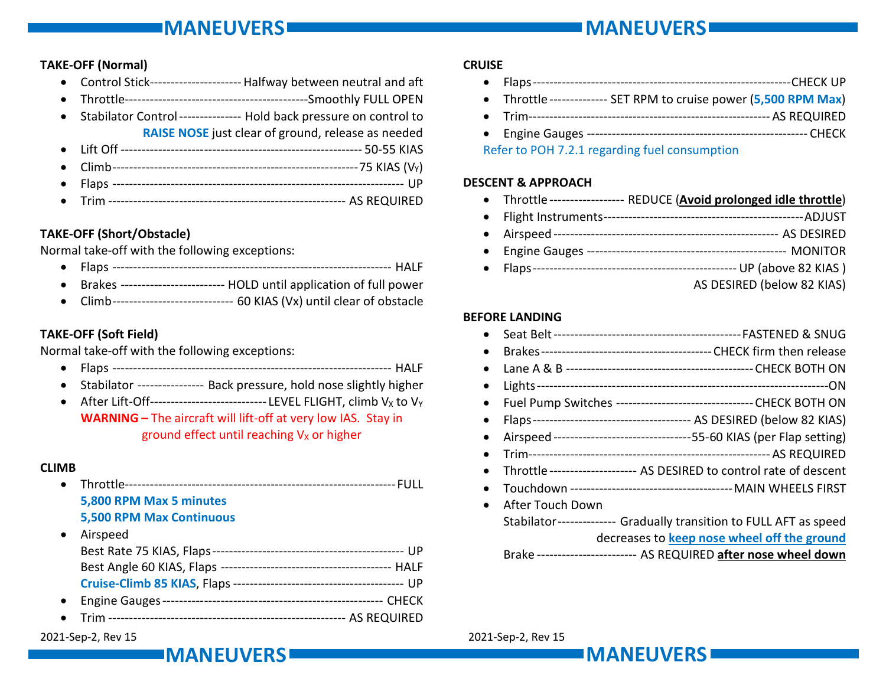## MANEUVERS

### TAKE-OFF (Normal)

- Control Stick--------------------- Halfway between neutral and aft
- Throttle-------------------------------------------Smoothly FULL OPEN
- Stabilator Control -------------- Hold back pressure on control to **RAISE NOSE** just clear of ground, release as needed
- Lift Off ------------------------------------------------------- 50-55 KIAS
- Climb----------------------------------------------------------75 KIAS ($V_Y$)
- Flaps ------------------------------------------------------------------- UP
- Trim ------------------------------------------------------- AS REQUIRED

### TAKE-OFF (Short/Obstacle)

Normal take-off with the following exceptions:

- Flaps ---------------------------------------------------------------- HALF
- Brakes ------------------------ HOLD until application of full power
- Climb---------------------------- 60 KIAS (Vx) until clear of obstacle

### TAKE-OFF (Soft Field)

Normal take-off with the following exceptions:

- Flaps ---------------------------------------------------------------- HALF
- Stabilator ---------------- Back pressure, hold nose slightly higher
- After Lift-Off--------------------------- LEVEL FLIGHT, climb $V_X$ to $V_Y$

**WARNING –** The aircraft will lift-off at very low IAS. Stay in ground effect until reaching $V_X$ or higher

### CLIMB

- Throttle------------------------------------------------------------------FULL
  **5,800 RPM Max 5 minutes**
  **5,500 RPM Max Continuous**
- Airspeed
  Best Rate 75 KIAS, Flaps ---------------------------------------------- UP
  Best Angle 60 KIAS, Flaps --------------------------------------- HALF
  **Cruise-Climb 85 KIAS**, Flaps ---------------------------------------- UP
- Engine Gauges ------------------------------------------------- CHECK
- Trim ------------------------------------------------------- AS REQUIRED

2021-Sep-2, Rev 15

### CRUISE

- Flaps -------------------------------------------------------------CHECK UP
- Throttle ------------- SET RPM to cruise power (**5,500 RPM Max**)
- Trim---------------------------------------------------------- AS REQUIRED
- Engine Gauges ------------------------------------------------------ CHECK

Refer to POH 7.2.1 regarding fuel consumption

### DESCENT & APPROACH

- Throttle ----------------- REDUCE (**Avoid prolonged idle throttle**)
- Flight Instruments----------------------------------------------ADJUST
- Airspeed -------------------------------------------------- AS DESIRED
- Engine Gauges ---------------------------------------------- MONITOR
- Flaps----------------------------------------------- UP (above 82 KIAS )
  AS DESIRED (below 82 KIAS)

### BEFORE LANDING

- Seat Belt ------------------------------------------FASTENED & SNUG
- Brakes ---------------------------------------CHECK firm then release
- Lane A & B -------------------------------------------CHECK BOTH ON
- Lights-------------------------------------------------------------------ON
- Fuel Pump Switches -------------------------------CHECK BOTH ON
- Flaps ------------------------------------ AS DESIRED (below 82 KIAS)
- Airspeed -------------------------------55-60 KIAS (per Flap setting)
- Trim--------------------------------------------------------- AS REQUIRED
- Throttle -------------------- AS DESIRED to control rate of descent
- Touchdown -------------------------------------MAIN WHEELS FIRST
- After Touch Down
  Stabilator------------- Gradually transition to FULL AFT as speed decreases to **keep nose wheel off the ground**
  Brake ----------------------- AS REQUIRED **after nose wheel down**

2021-Sep-2, Rev 15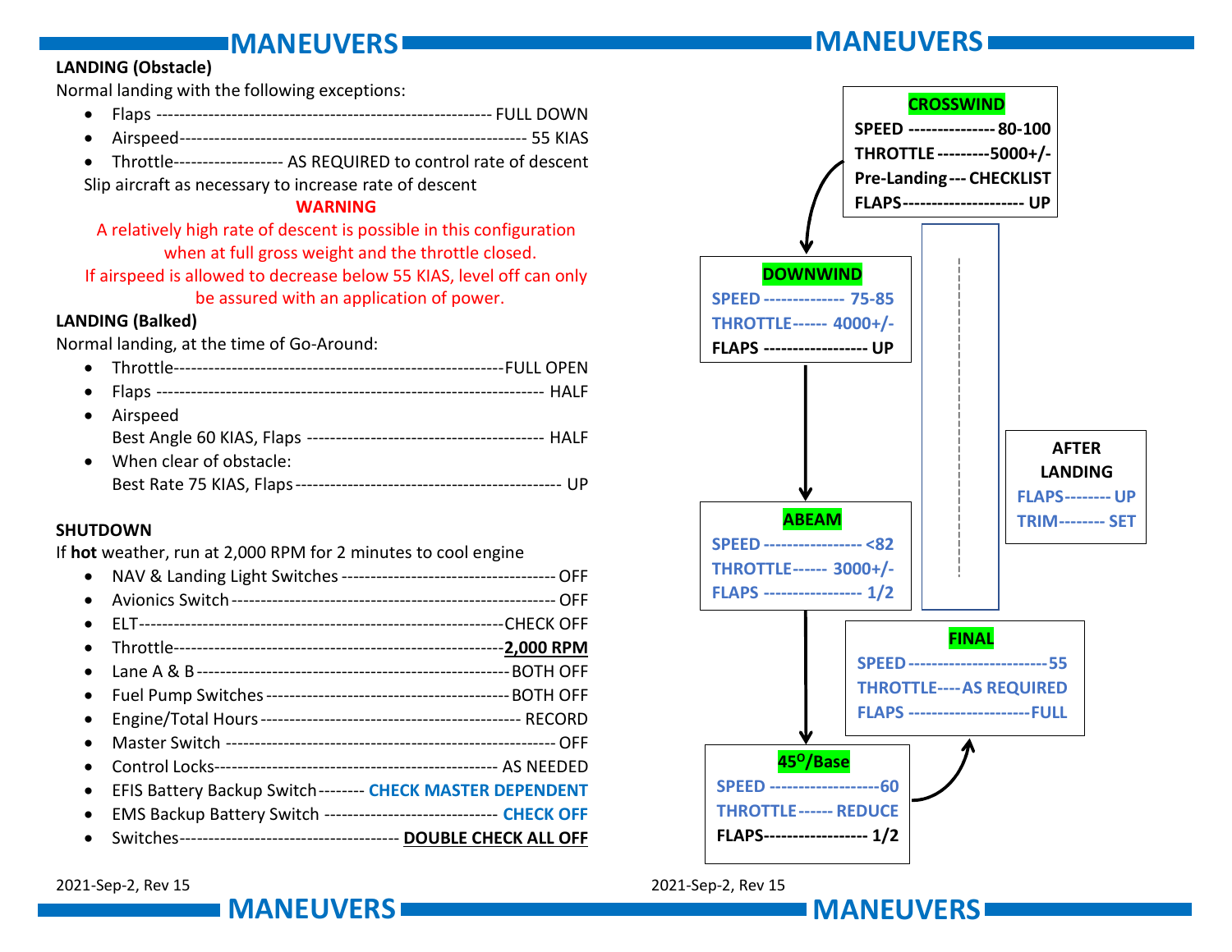## MANEUVERS

### LANDING (Obstacle)

Normal landing with the following exceptions:

- Flaps ---------------------------------------------------------- FULL DOWN
- Airspeed----------------------------------------------------------- 55 KIAS
- Throttle------------------ AS REQUIRED to control rate of descent

Slip aircraft as necessary to increase rate of descent

**WARNING**

A relatively high rate of descent is possible in this configuration when at full gross weight and the throttle closed.
If airspeed is allowed to decrease below 55 KIAS, level off can only be assured with an application of power.

### LANDING (Balked)

Normal landing, at the time of Go-Around:

- Throttle-------------------------------------------------------FULL OPEN
- Flaps ------------------------------------------------------------------ HALF
- Airspeed
  Best Angle 60 KIAS, Flaps ---------------------------------------- HALF
- When clear of obstacle:
  Best Rate 75 KIAS, Flaps --------------------------------------------- UP

### SHUTDOWN

If **hot** weather, run at 2,000 RPM for 2 minutes to cool engine

- NAV & Landing Light Switches ------------------------------------ OFF
- Avionics Switch ------------------------------------------------------ OFF
- ELT---------------------------------------------------------------CHECK OFF
- Throttle----------------------------------------------------------**2,000 RPM**
- Lane A & B ------------------------------------------------------BOTH OFF
- Fuel Pump Switches ------------------------------------------BOTH OFF
- Engine/Total Hours -------------------------------------------- RECORD
- Master Switch --------------------------------------------------------- OFF
- Control Locks-------------------------------------------------- AS NEEDED
- EFIS Battery Backup Switch-------- CHECK MASTER DEPENDENT
- EMS Backup Battery Switch ------------------------------- CHECK OFF
- Switches------------------------------------- **DOUBLE CHECK ALL OFF**

2021-Sep-2, Rev 15

## MANEUVERS

**CROSSWIND**
SPEED --------------- 80-100
THROTTLE ---------5000+/-
Pre-Landing --- CHECKLIST
FLAPS -------------------- UP

**DOWNWIND**
SPEED ------------- 75-85
THROTTLE------ 4000+/-
FLAPS ----------------- UP

**ABEAM**
SPEED ---------------- <82
THROTTLE------ 3000+/-
FLAPS ---------------- 1/2

**45°/Base**
SPEED -------------------60
THROTTLE------ REDUCE
FLAPS----------------- 1/2

**FINAL**
SPEED -----------------------55
THROTTLE----AS REQUIRED
FLAPS --------------------FULL

**AFTER LANDING**
FLAPS-------- UP
TRIM-------- SET

2021-Sep-2, Rev 15